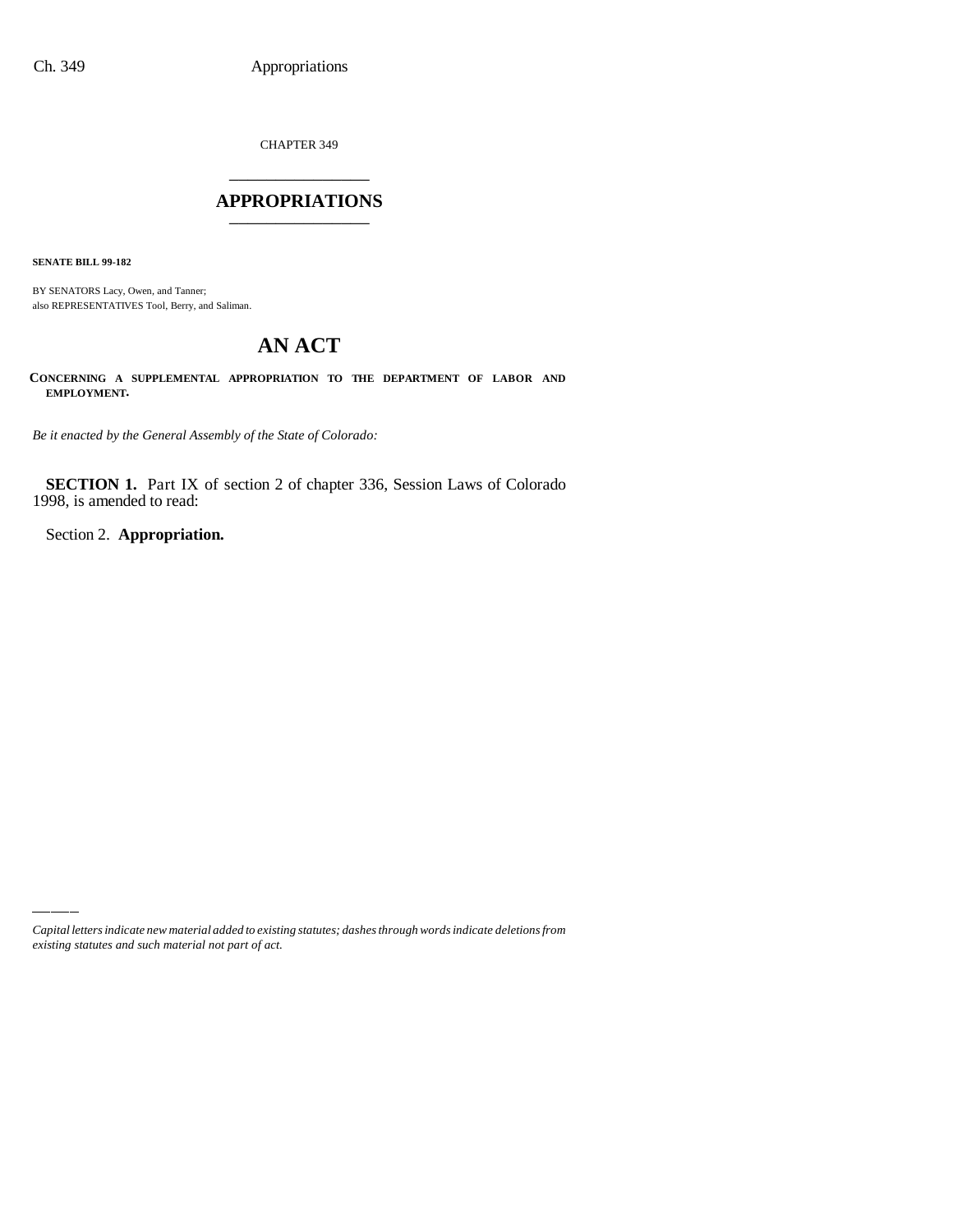CHAPTER 349

# APPROPRIATIONS

**SENATE BILL 99-182**

BY SENATORS Lacy, Owen, and Tanner;
also REPRESENTATIVES Tool, Berry, and Saliman.

# AN ACT

**CONCERNING A SUPPLEMENTAL APPROPRIATION TO THE DEPARTMENT OF LABOR AND EMPLOYMENT.**

*Be it enacted by the General Assembly of the State of Colorado:*

**SECTION 1.** Part IX of section 2 of chapter 336, Session Laws of Colorado 1998, is amended to read:

Section 2. **Appropriation.**

*Capital letters indicate new material added to existing statutes; dashes through words indicate deletions from existing statutes and such material not part of act.*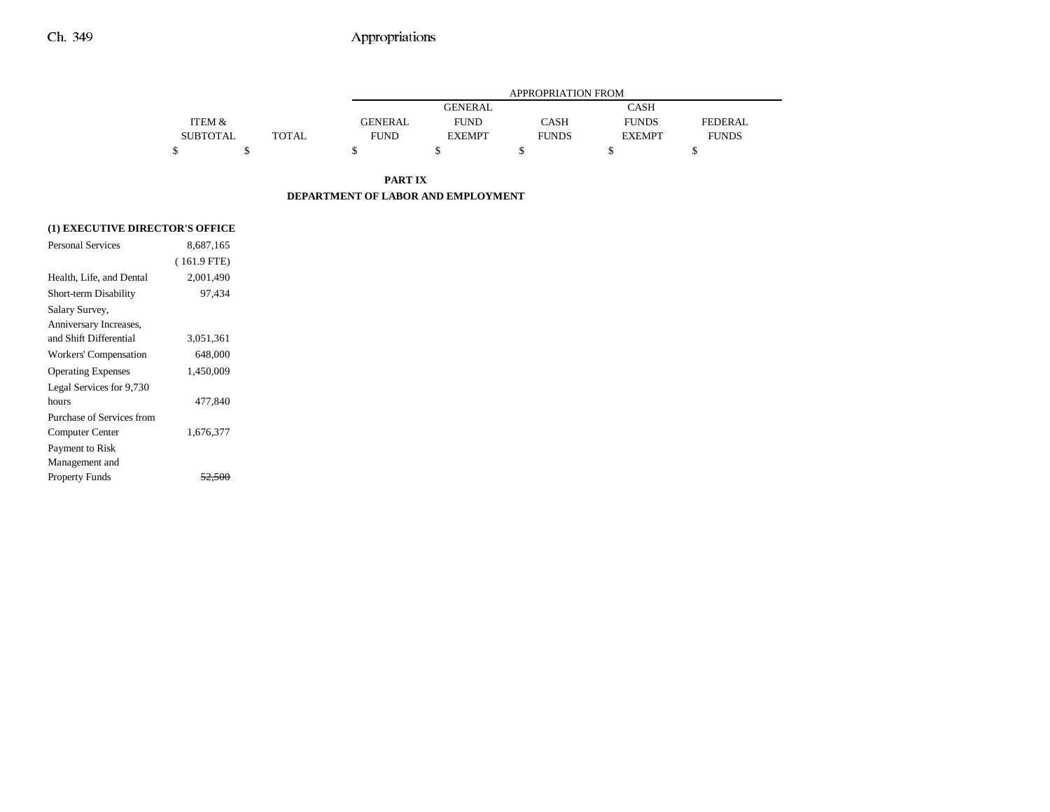| | | | APPROPRIATION FROM | | | | |
|---|---|---|---|---|---|---|---|
| | ITEM & SUBTOTAL | TOTAL | GENERAL FUND | GENERAL FUND EXEMPT | CASH FUNDS | CASH FUNDS EXEMPT | FEDERAL FUNDS |
| | $ | $ | $ | $ | $ | $ | $ |

**PART IX**

**DEPARTMENT OF LABOR AND EMPLOYMENT**

| | | | | | | | |
|---|---|---|---|---|---|---|---|
| **(1) EXECUTIVE DIRECTOR'S OFFICE** | | | | | | | |
| Personal Services | 8,687,165 | | | | | | |
| | (161.9 FTE) | | | | | | |
| Health, Life, and Dental | 2,001,490 | | | | | | |
| Short-term Disability | 97,434 | | | | | | |
| Salary Survey, Anniversary Increases, and Shift Differential | 3,051,361 | | | | | | |
| Workers' Compensation | 648,000 | | | | | | |
| Operating Expenses | 1,450,009 | | | | | | |
| Legal Services for 9,730 hours | 477,840 | | | | | | |
| Purchase of Services from Computer Center | 1,676,377 | | | | | | |
| Payment to Risk Management and Property Funds | ~~52,500~~ | | | | | | |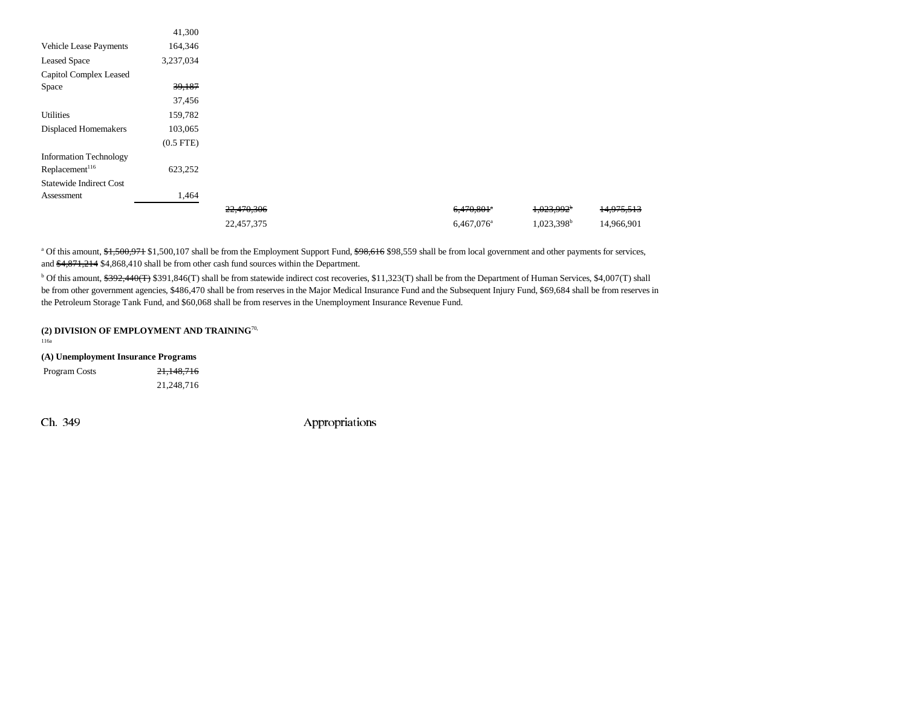| | | | | | | |
|---|---|---|---|---|---|---|
| | 41,300 | | | | | |
| Vehicle Lease Payments | 164,346 | | | | | |
| Leased Space | 3,237,034 | | | | | |
| Capitol Complex Leased Space | ~~39,187~~ 37,456 | | | | | |
| Utilities | 159,782 | | | | | |
| Displaced Homemakers | 103,065 (0.5 FTE) | | | | | |
| Information Technology Replacement[116] | 623,252 | | | | | |
| Statewide Indirect Cost Assessment | 1,464 | | | | | |
| | | ~~22,470,306~~ 22,457,375 | | ~~6,470,801~~[a] 6,467,076[a] | ~~1,023,992~~[b] 1,023,398[b] | ~~14,975,513~~ 14,966,901 |

[a] Of this amount, ~~$1,500,971~~ $1,500,107 shall be from the Employment Support Fund, ~~$98,616~~ $98,559 shall be from local government and other payments for services, and ~~$4,871,214~~ $4,868,410 shall be from other cash fund sources within the Department.

[b] Of this amount, ~~$392,440(T)~~ $391,846(T) shall be from statewide indirect cost recoveries, $11,323(T) shall be from the Department of Human Services, $4,007(T) shall be from other government agencies, $486,470 shall be from reserves in the Major Medical Insurance Fund and the Subsequent Injury Fund, $69,684 shall be from reserves in the Petroleum Storage Tank Fund, and $60,068 shall be from reserves in the Unemployment Insurance Revenue Fund.

**(2) DIVISION OF EMPLOYMENT AND TRAINING**[70, 116a]

**(A) Unemployment Insurance Programs**

| | |
|---|---|
| Program Costs | ~~21,148,716~~ 21,248,716 |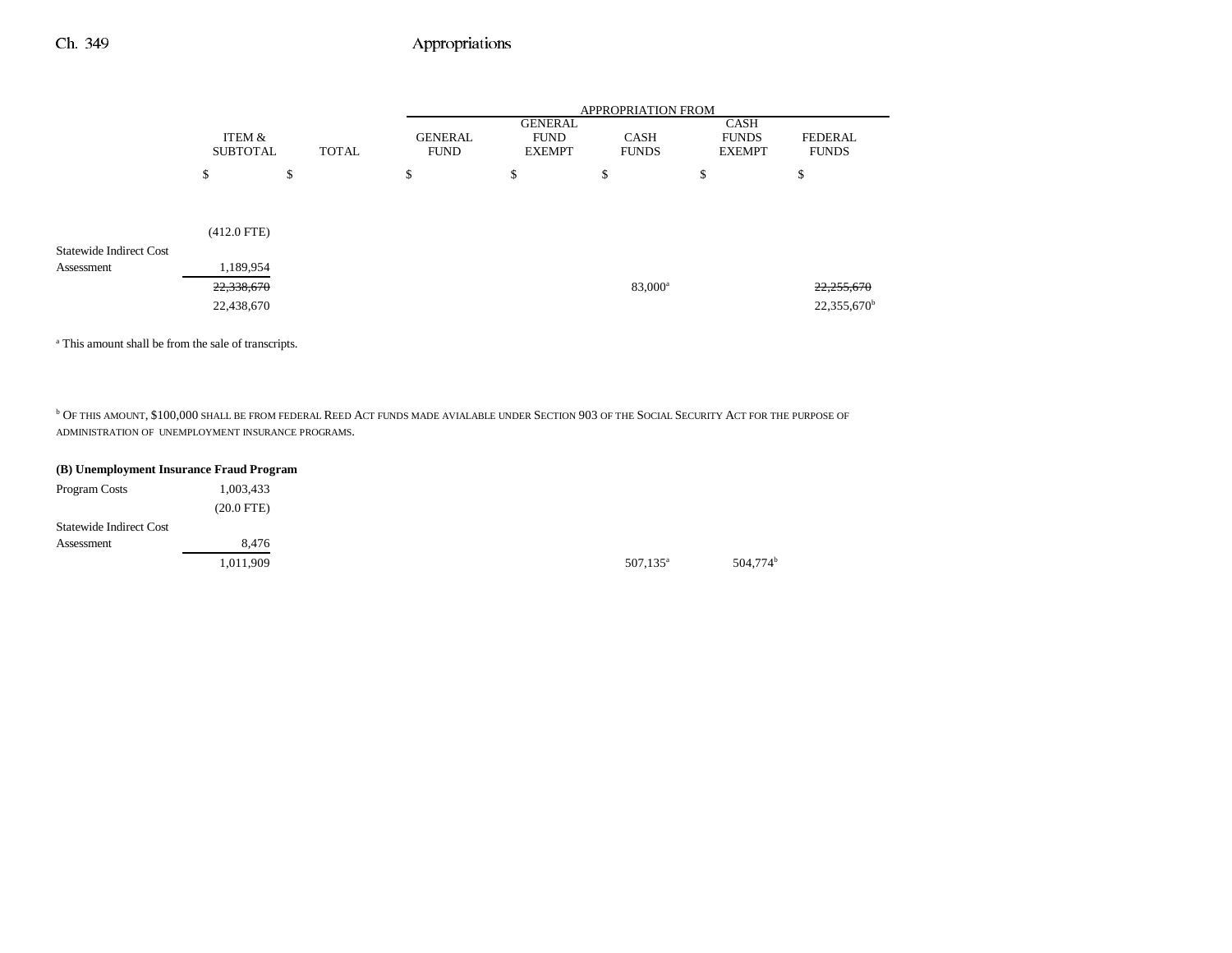| | ITEM & SUBTOTAL | TOTAL | GENERAL FUND | GENERAL FUND EXEMPT | CASH FUNDS | CASH FUNDS EXEMPT | FEDERAL FUNDS |
|---|---|---|---|---|---|---|---|
| | $ | $ | $ | $ | $ | $ | $ |
| | (412.0 FTE) | | | | | | |
| Statewide Indirect Cost Assessment | 1,189,954 | | | | | | |
| | ~~22,338,670~~ | | | | 83,000[a] | | ~~22,255,670~~ |
| | 22,438,670 | | | | | | 22,355,670[b] |

[a] This amount shall be from the sale of transcripts.

[b] OF THIS AMOUNT, $100,000 SHALL BE FROM FEDERAL REED ACT FUNDS MADE AVIALABLE UNDER SECTION 903 OF THE SOCIAL SECURITY ACT FOR THE PURPOSE OF ADMINISTRATION OF UNEMPLOYMENT INSURANCE PROGRAMS.

**(B) Unemployment Insurance Fraud Program**

| | ITEM & SUBTOTAL | TOTAL | GENERAL FUND | GENERAL FUND EXEMPT | CASH FUNDS | CASH FUNDS EXEMPT | FEDERAL FUNDS |
|---|---|---|---|---|---|---|---|
| Program Costs | 1,003,433 | | | | | | |
| | (20.0 FTE) | | | | | | |
| Statewide Indirect Cost Assessment | 8,476 | | | | | | |
| | 1,011,909 | | | | 507,135[a] | 504,774[b] | |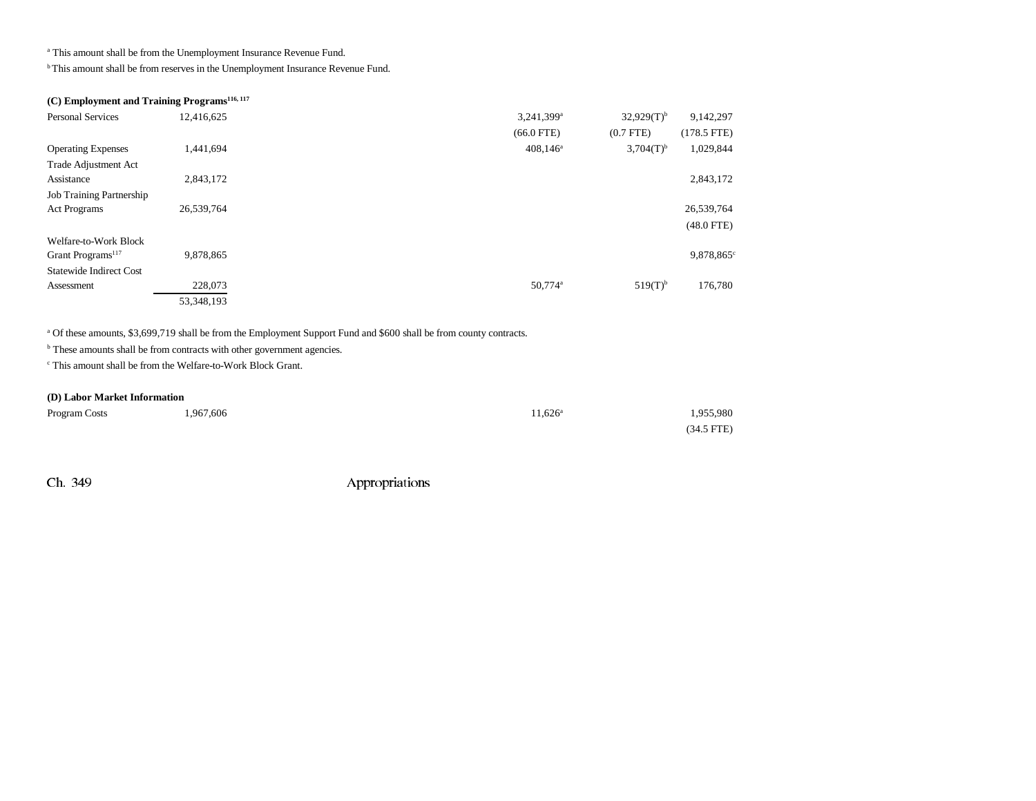[a] This amount shall be from the Unemployment Insurance Revenue Fund.

[b] This amount shall be from reserves in the Unemployment Insurance Revenue Fund.

**(C) Employment and Training Programs[116, 117]**

| | | | | | | |
|---|---|---|---|---|---|---|
| Personal Services | 12,416,625 | | 3,241,399[a] | 32,929(T)[b] | 9,142,297 | |
| | | | (66.0 FTE) | (0.7 FTE) | (178.5 FTE) | |
| Operating Expenses | 1,441,694 | | 408,146[a] | 3,704(T)[b] | 1,029,844 | |
| Trade Adjustment Act Assistance | 2,843,172 | | | | 2,843,172 | |
| Job Training Partnership Act Programs | 26,539,764 | | | | 26,539,764 | |
| | | | | | (48.0 FTE) | |
| Welfare-to-Work Block Grant Programs[117] | 9,878,865 | | | | 9,878,865[c] | |
| Statewide Indirect Cost Assessment | 228,073 | | 50,774[a] | 519(T)[b] | 176,780 | |
| | 53,348,193 | | | | | |

[a] Of these amounts, $3,699,719 shall be from the Employment Support Fund and $600 shall be from county contracts.

[b] These amounts shall be from contracts with other government agencies.

[c] This amount shall be from the Welfare-to-Work Block Grant.

**(D) Labor Market Information**

| | | | | | |
|---|---|---|---|---|---|
| Program Costs | 1,967,606 | | 11,626[a] | | 1,955,980 |
| | | | | | (34.5 FTE) |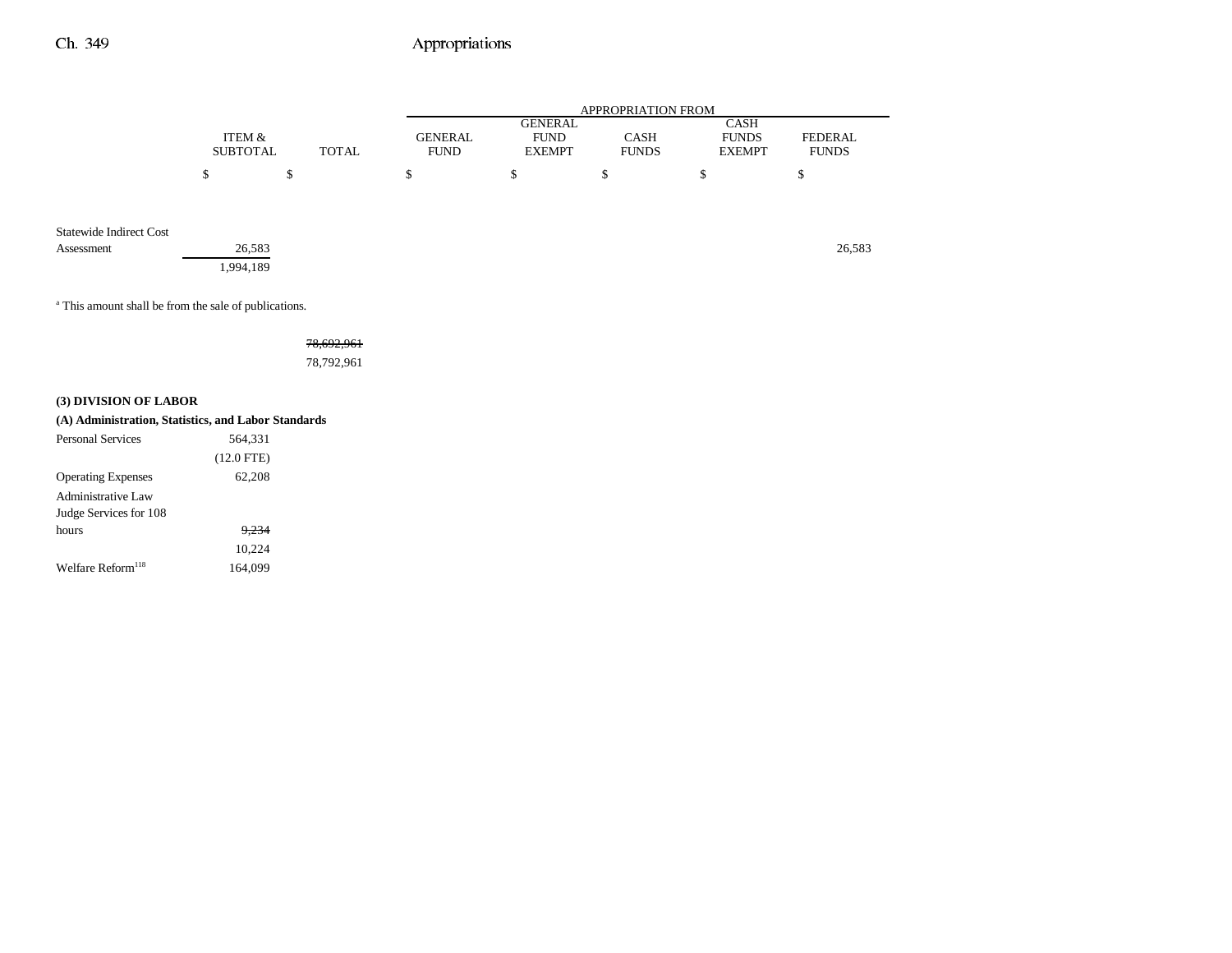| | ITEM & SUBTOTAL | TOTAL | GENERAL FUND | GENERAL FUND EXEMPT | CASH FUNDS | CASH FUNDS EXEMPT | FEDERAL FUNDS |
|---|---|---|---|---|---|---|---|
| | $ | $ | $ | $ | $ | $ | $ |
| Statewide Indirect Cost Assessment | 26,583 | | | | | | 26,583 |
| | 1,994,189 | | | | | | |

[a] This amount shall be from the sale of publications.

| | | | | | | | |
|---|---|---|---|---|---|---|---|
| | | ~~78,692,961~~ | | | | | |
| | | 78,792,961 | | | | | |

**(3) DIVISION OF LABOR**

**(A) Administration, Statistics, and Labor Standards**

| | | | | | | | |
|---|---|---|---|---|---|---|---|
| Personal Services | 564,331 | | | | | | |
| | (12.0 FTE) | | | | | | |
| Operating Expenses | 62,208 | | | | | | |
| Administrative Law Judge Services for 108 hours | ~~9,234~~ | | | | | | |
| | 10,224 | | | | | | |
| Welfare Reform[118] | 164,099 | | | | | | |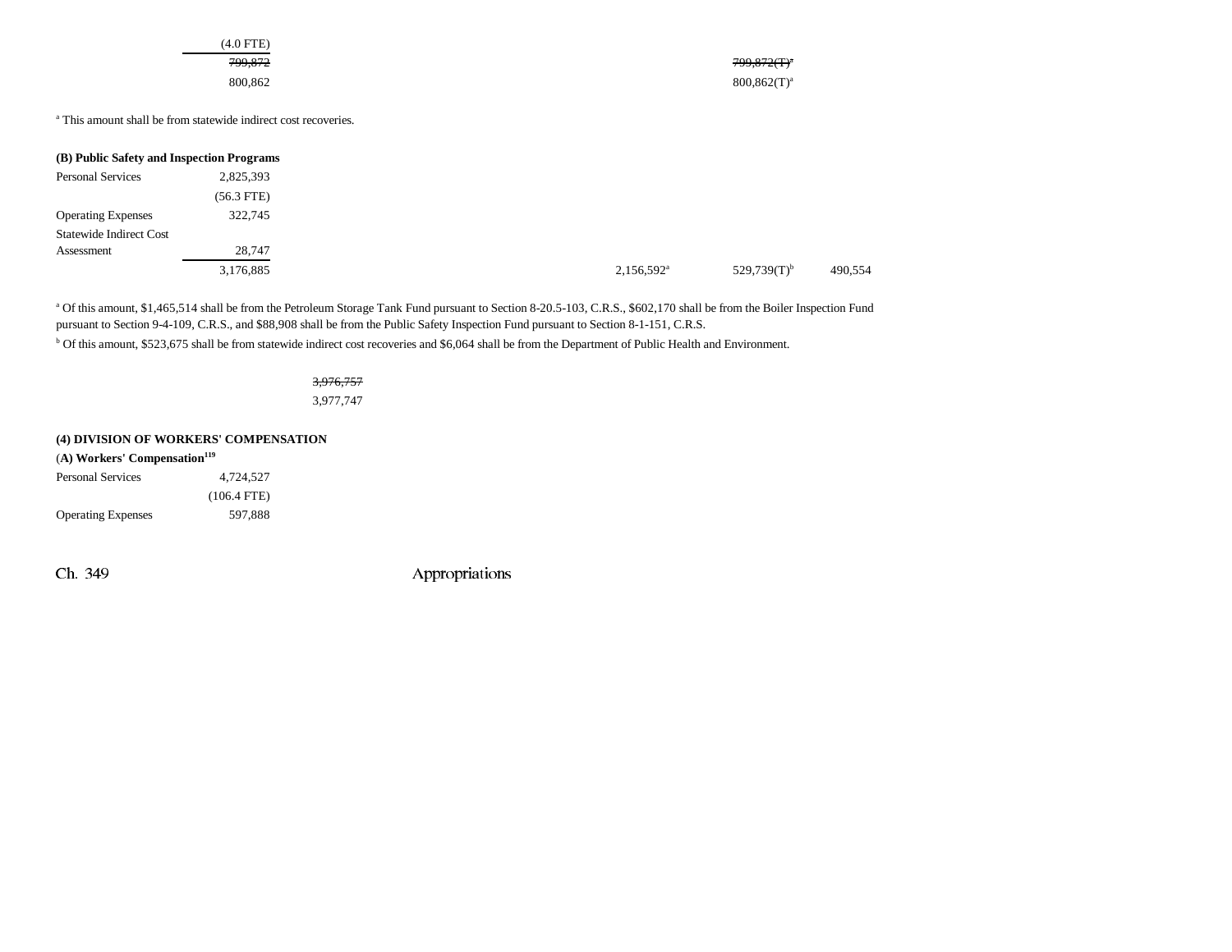| | | | | | | |
|---|---|---|---|---|---|---|
| | (4.0 FTE) | | | | | |
| | ~~799,872~~ | | | | ~~799,872(T)~~[a] | |
| | 800,862 | | | | 800,862(T)[a] | |

[a] This amount shall be from statewide indirect cost recoveries.

**(B) Public Safety and Inspection Programs**

| | | | | | | |
|---|---|---|---|---|---|---|
| Personal Services | 2,825,393 | | | | | |
| | (56.3 FTE) | | | | | |
| Operating Expenses | 322,745 | | | | | |
| Statewide Indirect Cost Assessment | 28,747 | | | | | |
| | 3,176,885 | | | 2,156,592[a] | 529,739(T)[b] | 490,554 |

[a] Of this amount, $1,465,514 shall be from the Petroleum Storage Tank Fund pursuant to Section 8-20.5-103, C.R.S., $602,170 shall be from the Boiler Inspection Fund pursuant to Section 9-4-109, C.R.S., and $88,908 shall be from the Public Safety Inspection Fund pursuant to Section 8-1-151, C.R.S.

[b] Of this amount, $523,675 shall be from statewide indirect cost recoveries and $6,064 shall be from the Department of Public Health and Environment.

~~3,976,757~~
3,977,747

**(4) DIVISION OF WORKERS' COMPENSATION**

**(A) Workers' Compensation**[119]

| | | |
|---|---|---|
| Personal Services | 4,724,527 | |
| | (106.4 FTE) | |
| Operating Expenses | 597,888 | |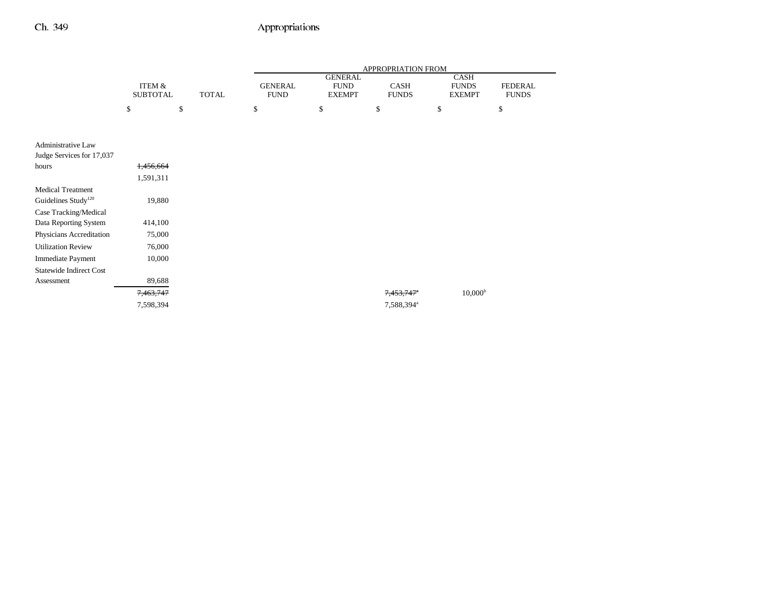| | ITEM & SUBTOTAL | TOTAL | GENERAL FUND | GENERAL FUND EXEMPT | CASH FUNDS | CASH FUNDS EXEMPT | FEDERAL FUNDS |
|---|---|---|---|---|---|---|---|
| | $ | $ | $ | $ | $ | $ | $ |
| Administrative Law Judge Services for 17,037 hours | ~~1,456,664~~ | | | | | | |
| | 1,591,311 | | | | | | |
| Medical Treatment Guidelines Study[120] | 19,880 | | | | | | |
| Case Tracking/Medical Data Reporting System | 414,100 | | | | | | |
| Physicians Accreditation | 75,000 | | | | | | |
| Utilization Review | 76,000 | | | | | | |
| Immediate Payment | 10,000 | | | | | | |
| Statewide Indirect Cost Assessment | 89,688 | | | | | | |
| | ~~7,463,747~~ | | | | ~~7,453,747~~[a] | 10,000[b] | |
| | 7,598,394 | | | | 7,588,394[a] | | |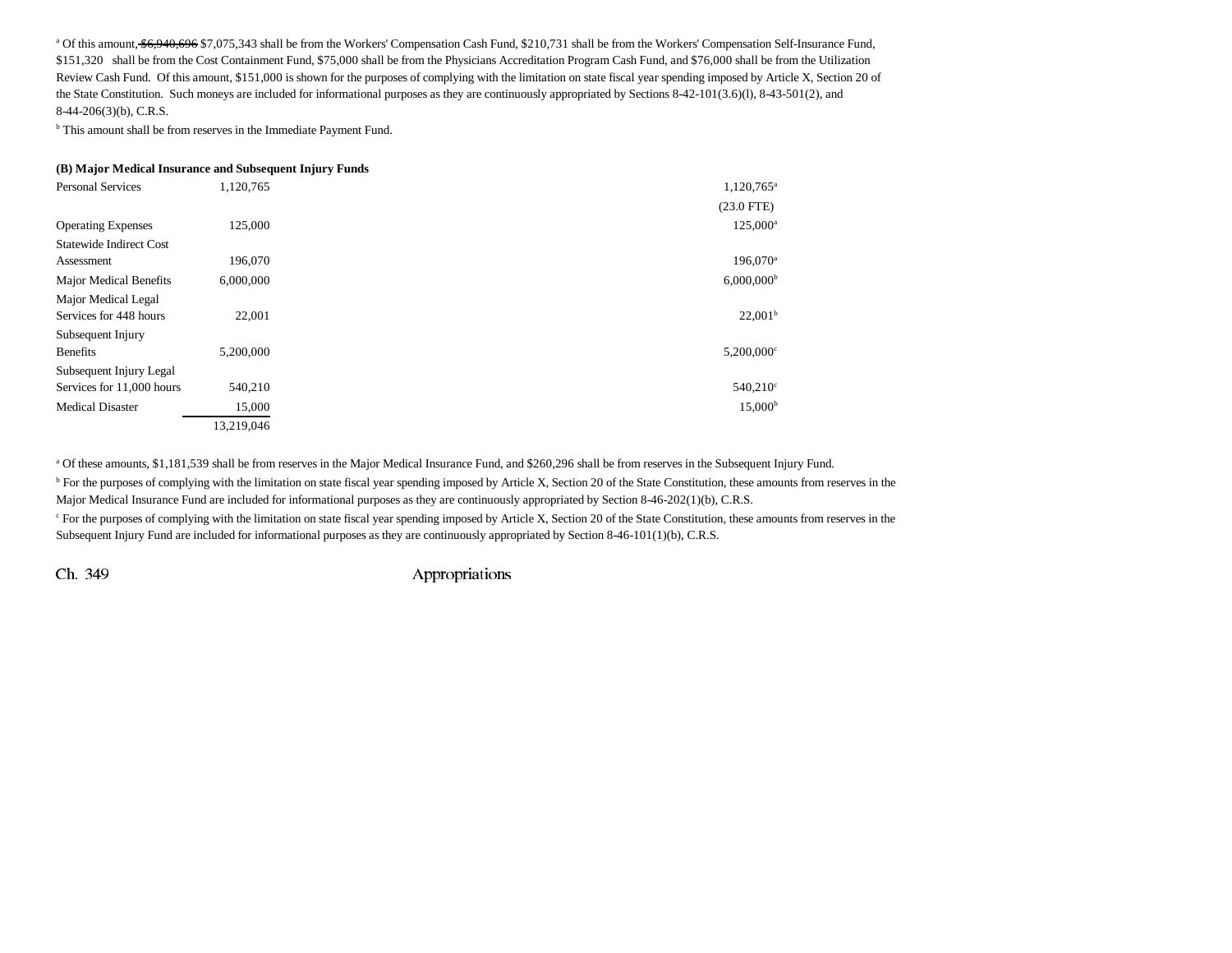[a] Of this amount, ~~$6,940,696~~ $7,075,343 shall be from the Workers' Compensation Cash Fund, $210,731 shall be from the Workers' Compensation Self-Insurance Fund, $151,320 shall be from the Cost Containment Fund, $75,000 shall be from the Physicians Accreditation Program Cash Fund, and $76,000 shall be from the Utilization Review Cash Fund. Of this amount, $151,000 is shown for the purposes of complying with the limitation on state fiscal year spending imposed by Article X, Section 20 of the State Constitution. Such moneys are included for informational purposes as they are continuously appropriated by Sections 8-42-101(3.6)(l), 8-43-501(2), and 8-44-206(3)(b), C.R.S.

[b] This amount shall be from reserves in the Immediate Payment Fund.

**(B) Major Medical Insurance and Subsequent Injury Funds**

| | | |
|---|---|---|
| Personal Services | 1,120,765 | 1,120,765[a] |
| | | (23.0 FTE) |
| Operating Expenses | 125,000 | 125,000[a] |
| Statewide Indirect Cost Assessment | 196,070 | 196,070[a] |
| Major Medical Benefits | 6,000,000 | 6,000,000[b] |
| Major Medical Legal Services for 448 hours | 22,001 | 22,001[b] |
| Subsequent Injury Benefits | 5,200,000 | 5,200,000[c] |
| Subsequent Injury Legal Services for 11,000 hours | 540,210 | 540,210[c] |
| Medical Disaster | 15,000 | 15,000[b] |
| | 13,219,046 | |

[a] Of these amounts, $1,181,539 shall be from reserves in the Major Medical Insurance Fund, and $260,296 shall be from reserves in the Subsequent Injury Fund.

[b] For the purposes of complying with the limitation on state fiscal year spending imposed by Article X, Section 20 of the State Constitution, these amounts from reserves in the Major Medical Insurance Fund are included for informational purposes as they are continuously appropriated by Section 8-46-202(1)(b), C.R.S.

[c] For the purposes of complying with the limitation on state fiscal year spending imposed by Article X, Section 20 of the State Constitution, these amounts from reserves in the Subsequent Injury Fund are included for informational purposes as they are continuously appropriated by Section 8-46-101(1)(b), C.R.S.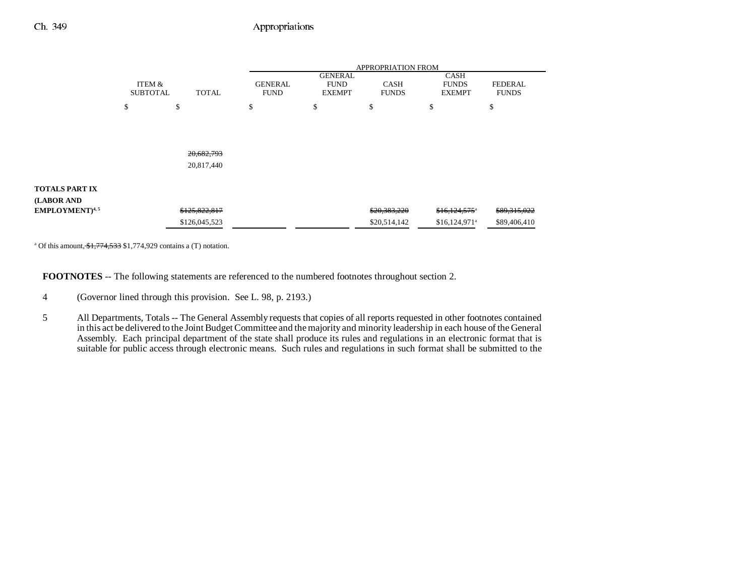| | ITEM & SUBTOTAL | TOTAL | APPROPRIATION FROM GENERAL FUND | GENERAL FUND EXEMPT | CASH FUNDS | CASH FUNDS EXEMPT | FEDERAL FUNDS |
|---|---|---|---|---|---|---|---|
| | $ | $ | $ | $ | $ | $ | $ |
| | | ~~20,682,793~~ | | | | | |
| | | 20,817,440 | | | | | |
| **TOTALS PART IX (LABOR AND EMPLOYMENT)**[4, 5] | | ~~$125,822,817~~ | | | ~~$20,383,220~~ | ~~$16,124,575~~[a] | ~~$89,315,022~~ |
| | | $126,045,523 | | | $20,514,142 | $16,124,971[a] | $89,406,410 |

[a] Of this amount, ~~$1,774,533~~ $1,774,929 contains a (T) notation.

**FOOTNOTES** -- The following statements are referenced to the numbered footnotes throughout section 2.

4 (Governor lined through this provision. See L. 98, p. 2193.)

5 All Departments, Totals -- The General Assembly requests that copies of all reports requested in other footnotes contained in this act be delivered to the Joint Budget Committee and the majority and minority leadership in each house of the General Assembly. Each principal department of the state shall produce its rules and regulations in an electronic format that is suitable for public access through electronic means. Such rules and regulations in such format shall be submitted to the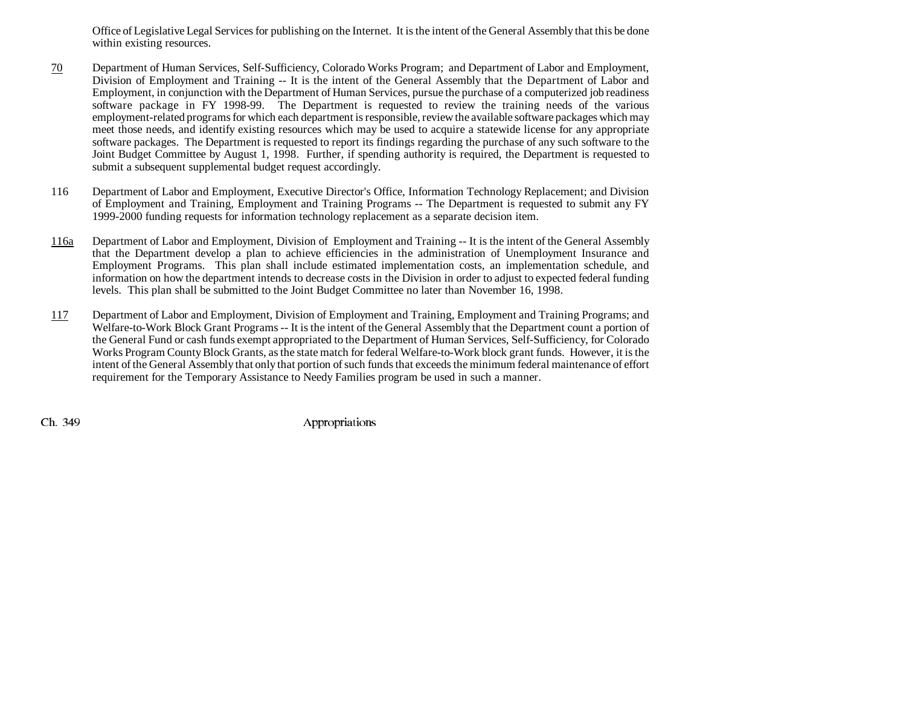Office of Legislative Legal Services for publishing on the Internet. It is the intent of the General Assembly that this be done within existing resources.

70 Department of Human Services, Self-Sufficiency, Colorado Works Program; and Department of Labor and Employment, Division of Employment and Training -- It is the intent of the General Assembly that the Department of Labor and Employment, in conjunction with the Department of Human Services, pursue the purchase of a computerized job readiness software package in FY 1998-99. The Department is requested to review the training needs of the various employment-related programs for which each department is responsible, review the available software packages which may meet those needs, and identify existing resources which may be used to acquire a statewide license for any appropriate software packages. The Department is requested to report its findings regarding the purchase of any such software to the Joint Budget Committee by August 1, 1998. Further, if spending authority is required, the Department is requested to submit a subsequent supplemental budget request accordingly.

116 Department of Labor and Employment, Executive Director's Office, Information Technology Replacement; and Division of Employment and Training, Employment and Training Programs -- The Department is requested to submit any FY 1999-2000 funding requests for information technology replacement as a separate decision item.

116a Department of Labor and Employment, Division of Employment and Training -- It is the intent of the General Assembly that the Department develop a plan to achieve efficiencies in the administration of Unemployment Insurance and Employment Programs. This plan shall include estimated implementation costs, an implementation schedule, and information on how the department intends to decrease costs in the Division in order to adjust to expected federal funding levels. This plan shall be submitted to the Joint Budget Committee no later than November 16, 1998.

117 Department of Labor and Employment, Division of Employment and Training, Employment and Training Programs; and Welfare-to-Work Block Grant Programs -- It is the intent of the General Assembly that the Department count a portion of the General Fund or cash funds exempt appropriated to the Department of Human Services, Self-Sufficiency, for Colorado Works Program County Block Grants, as the state match for federal Welfare-to-Work block grant funds. However, it is the intent of the General Assembly that only that portion of such funds that exceeds the minimum federal maintenance of effort requirement for the Temporary Assistance to Needy Families program be used in such a manner.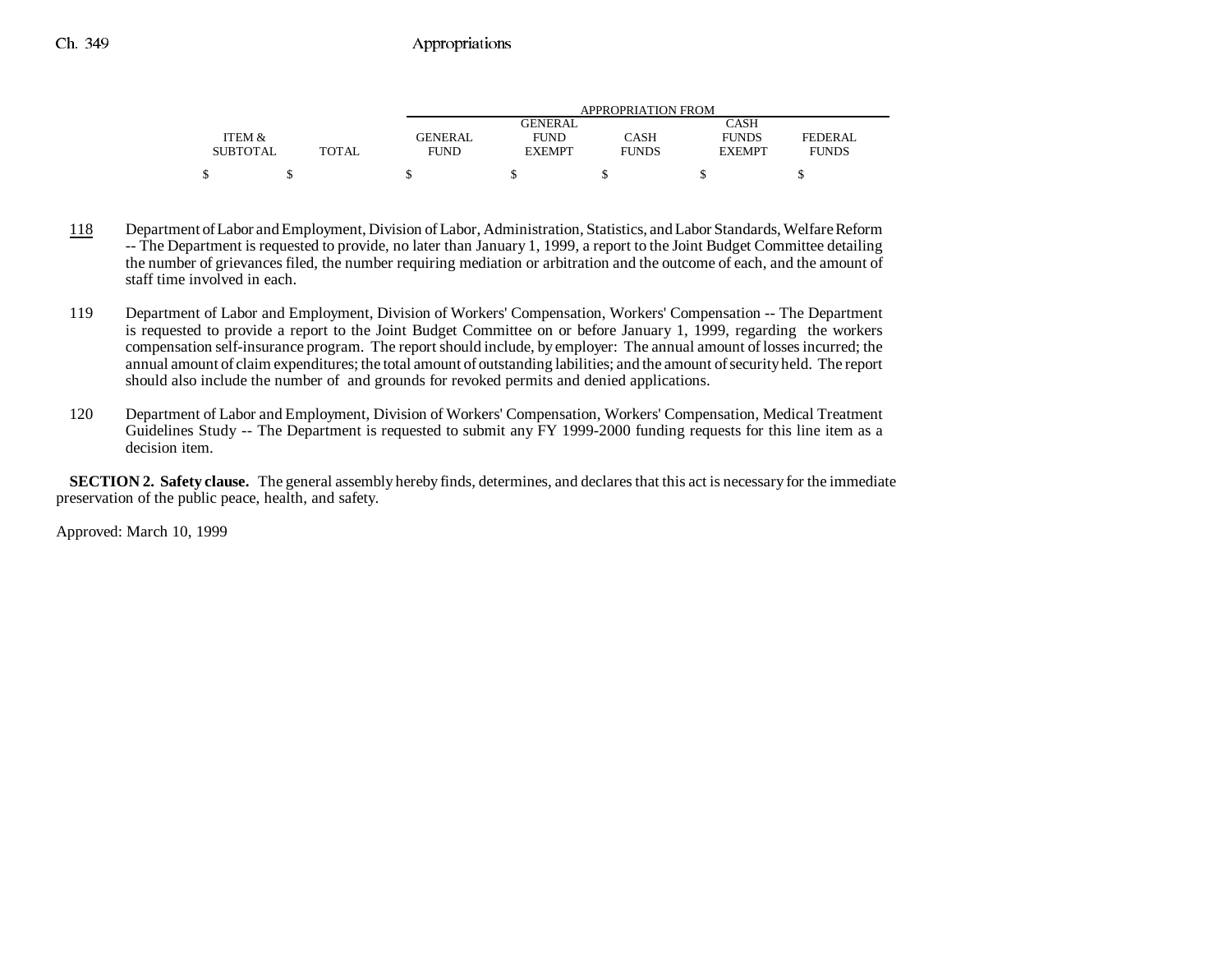| ITEM & SUBTOTAL | TOTAL | GENERAL FUND | GENERAL FUND EXEMPT | CASH FUNDS | CASH FUNDS EXEMPT | FEDERAL FUNDS |
|---|---|---|---|---|---|---|
| $ | $ | $ | $ | $ | $ | $ |

118 Department of Labor and Employment, Division of Labor, Administration, Statistics, and Labor Standards, Welfare Reform -- The Department is requested to provide, no later than January 1, 1999, a report to the Joint Budget Committee detailing the number of grievances filed, the number requiring mediation or arbitration and the outcome of each, and the amount of staff time involved in each.

119 Department of Labor and Employment, Division of Workers' Compensation, Workers' Compensation -- The Department is requested to provide a report to the Joint Budget Committee on or before January 1, 1999, regarding the workers compensation self-insurance program. The report should include, by employer: The annual amount of losses incurred; the annual amount of claim expenditures; the total amount of outstanding labilities; and the amount of security held. The report should also include the number of and grounds for revoked permits and denied applications.

120 Department of Labor and Employment, Division of Workers' Compensation, Workers' Compensation, Medical Treatment Guidelines Study -- The Department is requested to submit any FY 1999-2000 funding requests for this line item as a decision item.

**SECTION 2. Safety clause.** The general assembly hereby finds, determines, and declares that this act is necessary for the immediate preservation of the public peace, health, and safety.

Approved: March 10, 1999